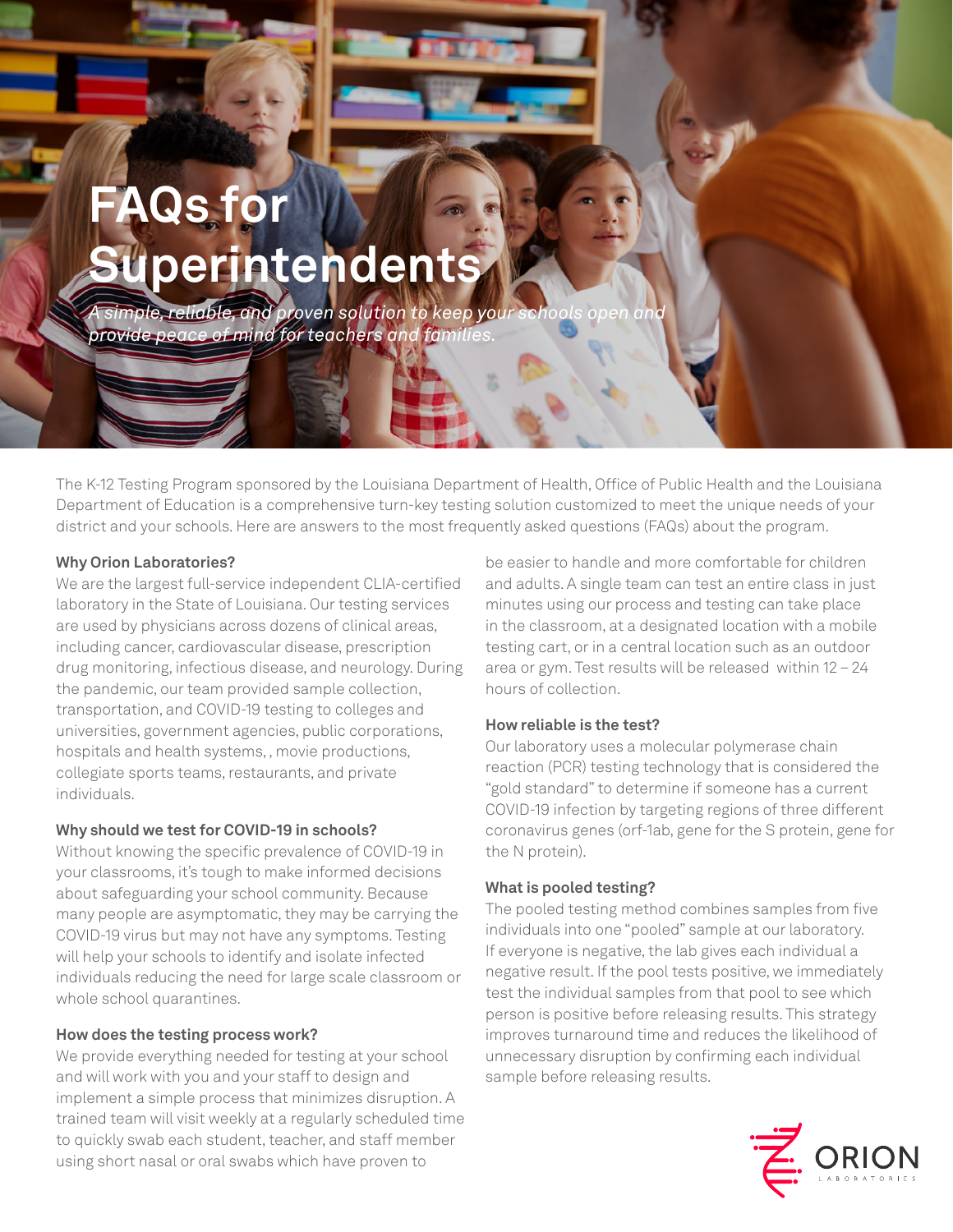# FAQs for Superintendents

*A simple, reliable, and proven solution to keep your schools open and provide peace of mind for teachers and families.*

The K-12 Testing Program sponsored by the Louisiana Department of Health, Office of Public Health and the Louisiana Department of Education is a comprehensive turn-key testing solution customized to meet the unique needs of your district and your schools. Here are answers to the most frequently asked questions (FAQs) about the program.

**Why Orion Laboratories?**

We are the largest full-service independent CLIA-certified laboratory in the State of Louisiana. Our testing services are used by physicians across dozens of clinical areas, including cancer, cardiovascular disease, prescription drug monitoring, infectious disease, and neurology. During the pandemic, our team provided sample collection, transportation, and COVID-19 testing to colleges and universities, government agencies, public corporations, hospitals and health systems, , movie productions, collegiate sports teams, restaurants, and private individuals.

**Why should we test for COVID-19 in schools?**

Without knowing the specific prevalence of COVID-19 in your classrooms, it's tough to make informed decisions about safeguarding your school community. Because many people are asymptomatic, they may be carrying the COVID-19 virus but may not have any symptoms. Testing will help your schools to identify and isolate infected individuals reducing the need for large scale classroom or whole school quarantines.

**How does the testing process work?**

We provide everything needed for testing at your school and will work with you and your staff to design and implement a simple process that minimizes disruption. A trained team will visit weekly at a regularly scheduled time to quickly swab each student, teacher, and staff member using short nasal or oral swabs which have proven to be easier to handle and more comfortable for children and adults. A single team can test an entire class in just minutes using our process and testing can take place in the classroom, at a designated location with a mobile testing cart, or in a central location such as an outdoor area or gym. Test results will be released within 12 – 24 hours of collection.

**How reliable is the test?**

Our laboratory uses a molecular polymerase chain reaction (PCR) testing technology that is considered the "gold standard" to determine if someone has a current COVID-19 infection by targeting regions of three different coronavirus genes (orf-1ab, gene for the S protein, gene for the N protein).

**What is pooled testing?**

The pooled testing method combines samples from five individuals into one "pooled" sample at our laboratory. If everyone is negative, the lab gives each individual a negative result. If the pool tests positive, we immediately test the individual samples from that pool to see which person is positive before releasing results. This strategy improves turnaround time and reduces the likelihood of unnecessary disruption by confirming each individual sample before releasing results.

ORION LABORATORIES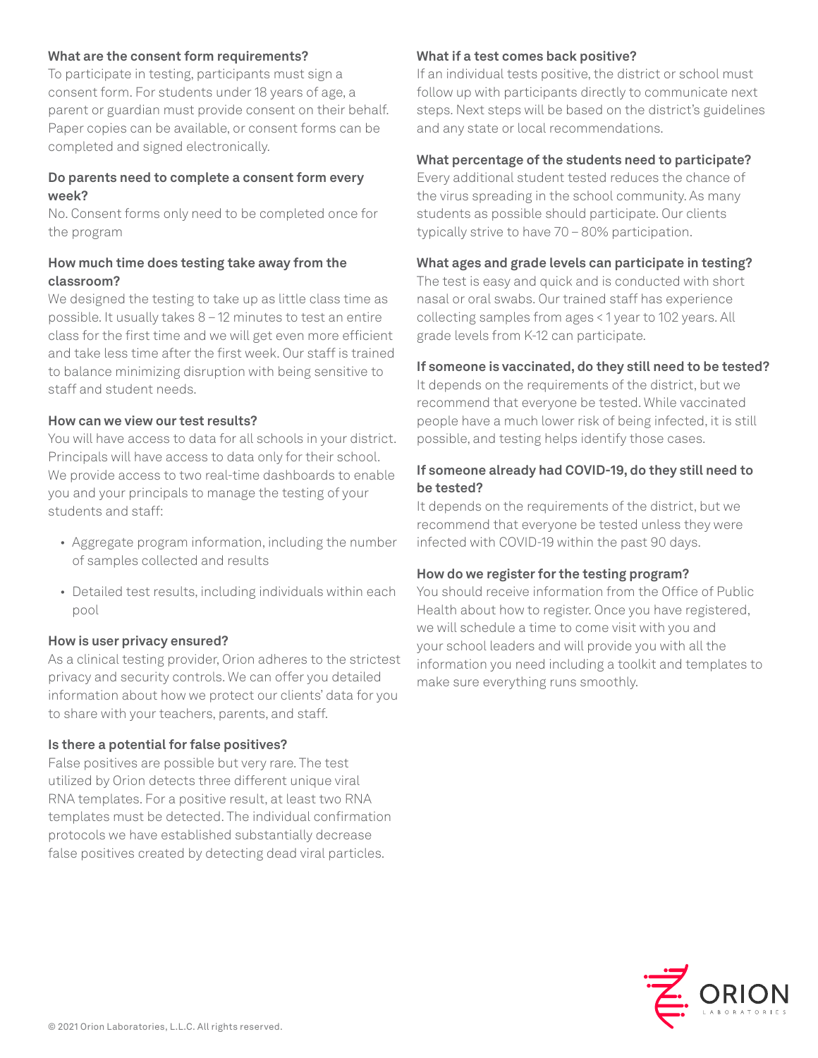**What are the consent form requirements?**

To participate in testing, participants must sign a consent form. For students under 18 years of age, a parent or guardian must provide consent on their behalf. Paper copies can be available, or consent forms can be completed and signed electronically.

**Do parents need to complete a consent form every week?**

No. Consent forms only need to be completed once for the program

**How much time does testing take away from the classroom?**

We designed the testing to take up as little class time as possible. It usually takes 8 – 12 minutes to test an entire class for the first time and we will get even more efficient and take less time after the first week. Our staff is trained to balance minimizing disruption with being sensitive to staff and student needs.

**How can we view our test results?**

You will have access to data for all schools in your district. Principals will have access to data only for their school. We provide access to two real-time dashboards to enable you and your principals to manage the testing of your students and staff:

- Aggregate program information, including the number of samples collected and results
- Detailed test results, including individuals within each pool

**How is user privacy ensured?**

As a clinical testing provider, Orion adheres to the strictest privacy and security controls. We can offer you detailed information about how we protect our clients' data for you to share with your teachers, parents, and staff.

**Is there a potential for false positives?**

False positives are possible but very rare. The test utilized by Orion detects three different unique viral RNA templates. For a positive result, at least two RNA templates must be detected. The individual confirmation protocols we have established substantially decrease false positives created by detecting dead viral particles.

**What if a test comes back positive?**

If an individual tests positive, the district or school must follow up with participants directly to communicate next steps. Next steps will be based on the district's guidelines and any state or local recommendations.

**What percentage of the students need to participate?**

Every additional student tested reduces the chance of the virus spreading in the school community. As many students as possible should participate. Our clients typically strive to have 70 – 80% participation.

**What ages and grade levels can participate in testing?**

The test is easy and quick and is conducted with short nasal or oral swabs. Our trained staff has experience collecting samples from ages < 1 year to 102 years. All grade levels from K-12 can participate.

**If someone is vaccinated, do they still need to be tested?**

It depends on the requirements of the district, but we recommend that everyone be tested. While vaccinated people have a much lower risk of being infected, it is still possible, and testing helps identify those cases.

**If someone already had COVID-19, do they still need to be tested?**

It depends on the requirements of the district, but we recommend that everyone be tested unless they were infected with COVID-19 within the past 90 days.

**How do we register for the testing program?**

You should receive information from the Office of Public Health about how to register. Once you have registered, we will schedule a time to come visit with you and your school leaders and will provide you with all the information you need including a toolkit and templates to make sure everything runs smoothly.

ORION LABORATORIES

© 2021 Orion Laboratories, L.L.C. All rights reserved.